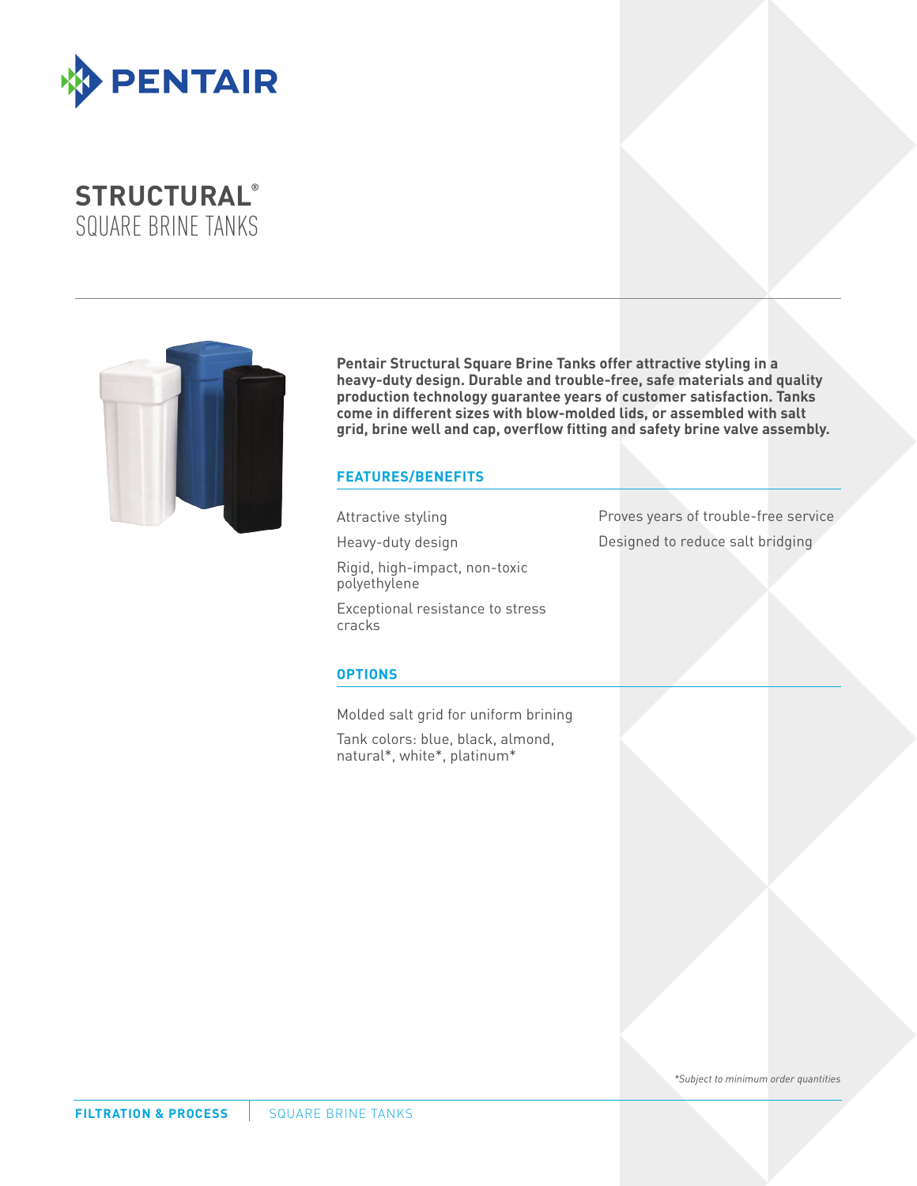# STRUCTURAL®
## SQUARE BRINE TANKS

**Pentair Structural Square Brine Tanks offer attractive styling in a heavy-duty design. Durable and trouble-free, safe materials and quality production technology guarantee years of customer satisfaction. Tanks come in different sizes with blow-molded lids, or assembled with salt grid, brine well and cap, overflow fitting and safety brine valve assembly.**

### FEATURES/BENEFITS

- Attractive styling
- Heavy-duty design
- Rigid, high-impact, non-toxic polyethylene
- Exceptional resistance to stress cracks
- Proves years of trouble-free service
- Designed to reduce salt bridging

### OPTIONS

- Molded salt grid for uniform brining
- Tank colors: blue, black, almond, natural*, white*, platinum*

*Subject to minimum order quantities*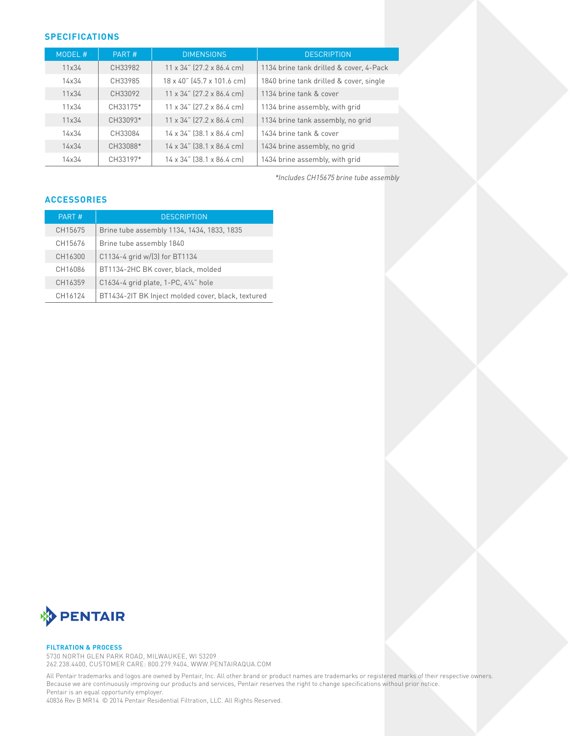## SPECIFICATIONS

| MODEL # | PART # | DIMENSIONS | DESCRIPTION |
| --- | --- | --- | --- |
| 11x34 | CH33982 | 11 x 34" (27.2 x 86.4 cm) | 1134 brine tank drilled & cover, 4-Pack |
| 14x34 | CH33985 | 18 x 40" (45.7 x 101.6 cm) | 1840 brine tank drilled & cover, single |
| 11x34 | CH33092 | 11 x 34" (27.2 x 86.4 cm) | 1134 brine tank & cover |
| 11x34 | CH33175* | 11 x 34" (27.2 x 86.4 cm) | 1134 brine assembly, with grid |
| 11x34 | CH33093* | 11 x 34" (27.2 x 86.4 cm) | 1134 brine tank assembly, no grid |
| 14x34 | CH33084 | 14 x 34" (38.1 x 86.4 cm) | 1434 brine tank & cover |
| 14x34 | CH33088* | 14 x 34" (38.1 x 86.4 cm) | 1434 brine assembly, no grid |
| 14x34 | CH33197* | 14 x 34" (38.1 x 86.4 cm) | 1434 brine assembly, with grid |

*\*Includes CH15675 brine tube assembly*

## ACCESSORIES

| PART # | DESCRIPTION |
| --- | --- |
| CH15675 | Brine tube assembly 1134, 1434, 1833, 1835 |
| CH15676 | Brine tube assembly 1840 |
| CH16300 | C1134-4 grid w/(3) for BT1134 |
| CH16086 | BT1134-2HC BK cover, black, molded |
| CH16359 | C1634-4 grid plate, 1-PC, 4¼" hole |
| CH16124 | BT1434-2IT BK Inject molded cover, black, textured |

**PENTAIR**

**FILTRATION & PROCESS**
5730 NORTH GLEN PARK ROAD, MILWAUKEE, WI 53209
262.238.4400, CUSTOMER CARE: 800.279.9404, WWW.PENTAIRAQUA.COM

All Pentair trademarks and logos are owned by Pentair, Inc. All other brand or product names are trademarks or registered marks of their respective owners.
Because we are continuously improving our products and services, Pentair reserves the right to change specifications without prior notice.
Pentair is an equal opportunity employer.
40836 Rev B MR14 © 2014 Pentair Residential Filtration, LLC. All Rights Reserved.